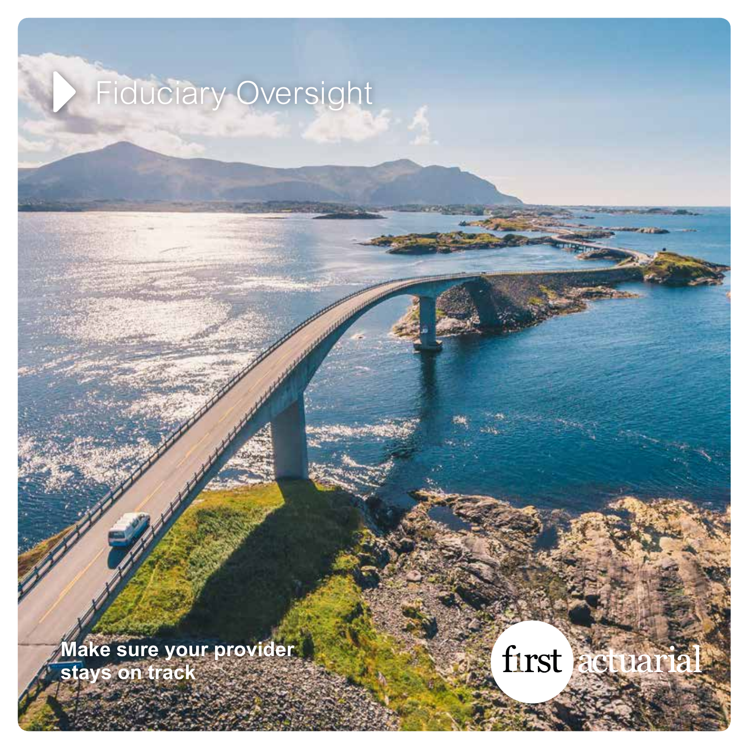# Fiduciary Oversight

**Make sure your provider stays on track**

first actuarial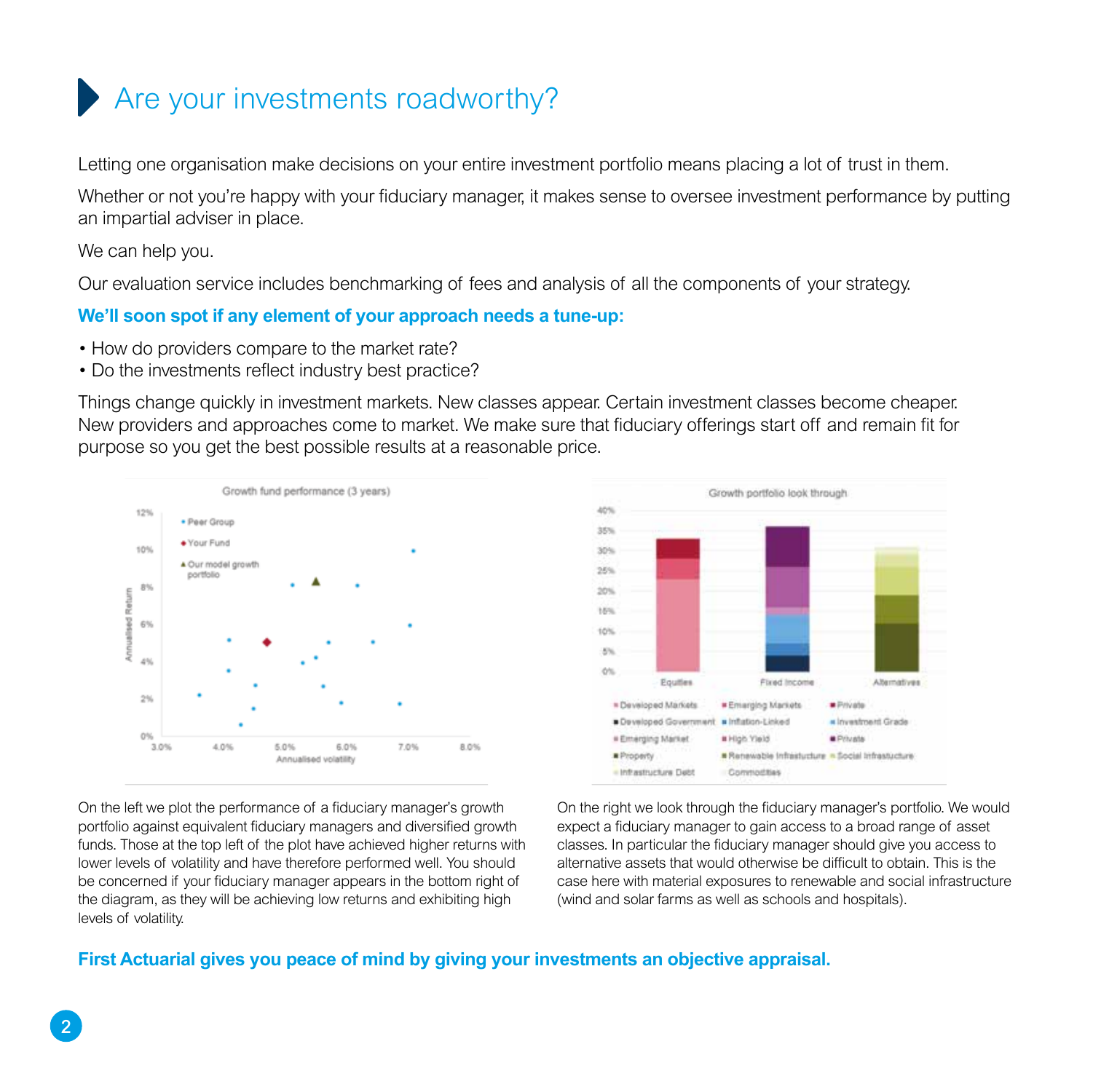# Are your investments roadworthy?

Letting one organisation make decisions on your entire investment portfolio means placing a lot of trust in them.

Whether or not you're happy with your fiduciary manager, it makes sense to oversee investment performance by putting an impartial adviser in place.

We can help you.

Our evaluation service includes benchmarking of fees and analysis of all the components of your strategy.

**We'll soon spot if any element of your approach needs a tune-up:**

- How do providers compare to the market rate?
- Do the investments reflect industry best practice?

Things change quickly in investment markets. New classes appear. Certain investment classes become cheaper. New providers and approaches come to market. We make sure that fiduciary offerings start off and remain fit for purpose so you get the best possible results at a reasonable price.

On the left we plot the performance of a fiduciary manager's growth portfolio against equivalent fiduciary managers and diversified growth funds. Those at the top left of the plot have achieved higher returns with lower levels of volatility and have therefore performed well. You should be concerned if your fiduciary manager appears in the bottom right of the diagram, as they will be achieving low returns and exhibiting high levels of volatility.

On the right we look through the fiduciary manager's portfolio. We would expect a fiduciary manager to gain access to a broad range of asset classes. In particular the fiduciary manager should give you access to alternative assets that would otherwise be difficult to obtain. This is the case here with material exposures to renewable and social infrastructure (wind and solar farms as well as schools and hospitals).

**First Actuarial gives you peace of mind by giving your investments an objective appraisal.**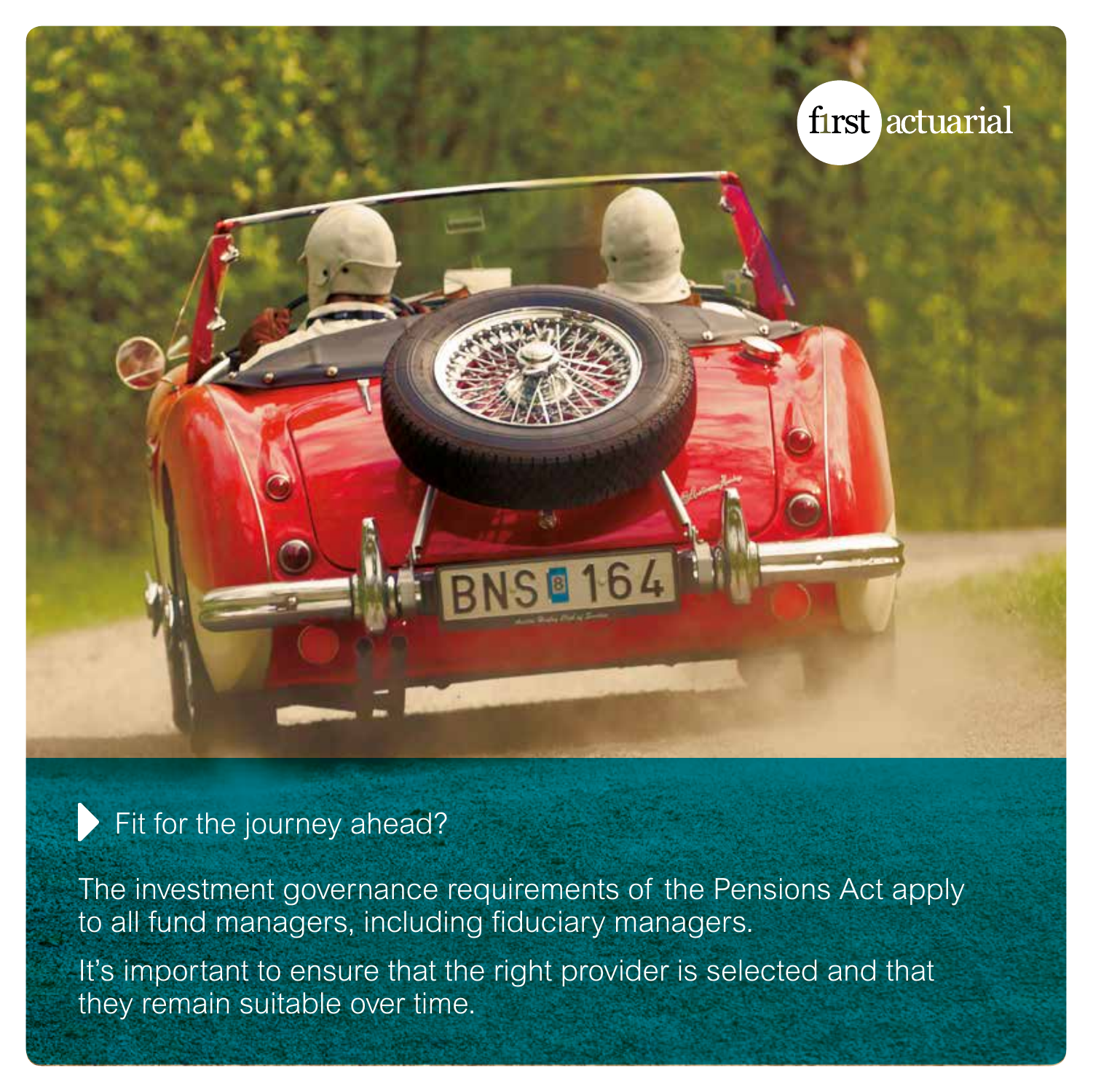first actuarial

## Fit for the journey ahead?

The investment governance requirements of the Pensions Act apply to all fund managers, including fiduciary managers.

It's important to ensure that the right provider is selected and that they remain suitable over time.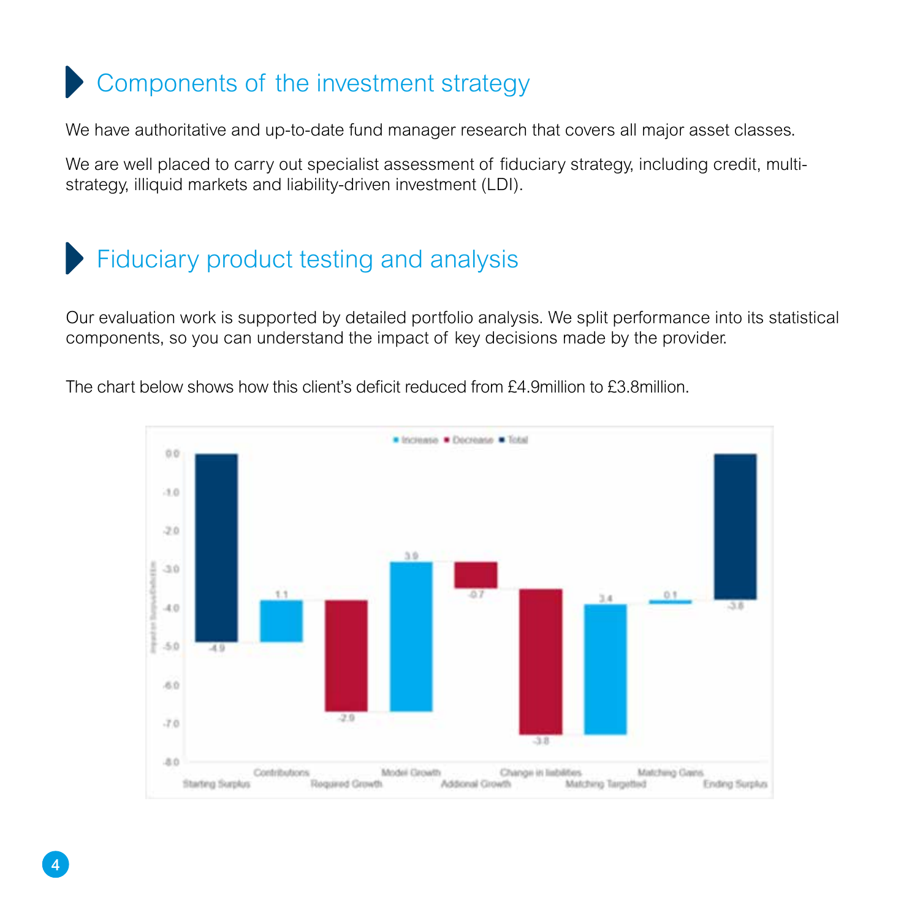## Components of the investment strategy

We have authoritative and up-to-date fund manager research that covers all major asset classes.

We are well placed to carry out specialist assessment of fiduciary strategy, including credit, multi-strategy, illiquid markets and liability-driven investment (LDI).

## Fiduciary product testing and analysis

Our evaluation work is supported by detailed portfolio analysis. We split performance into its statistical components, so you can understand the impact of key decisions made by the provider.

The chart below shows how this client's deficit reduced from £4.9million to £3.8million.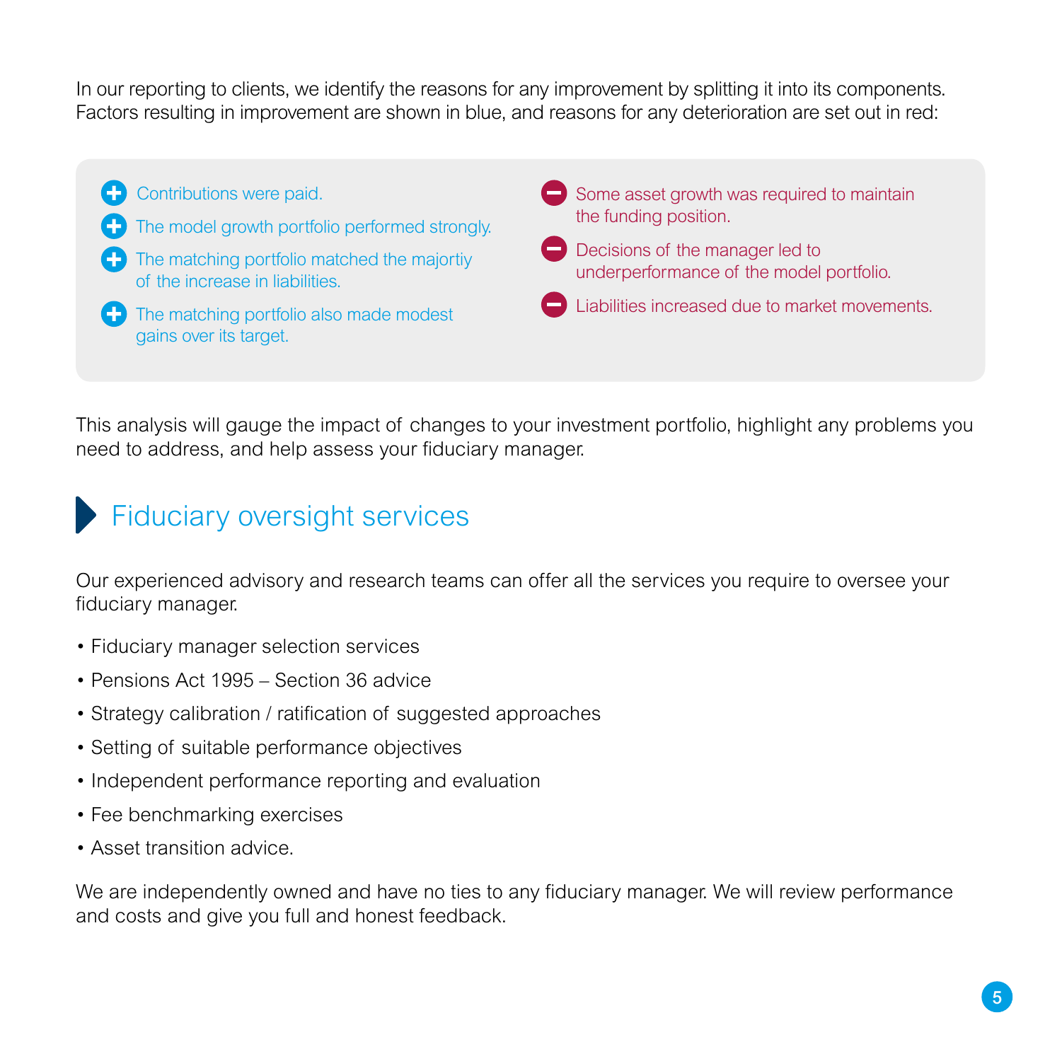In our reporting to clients, we identify the reasons for any improvement by splitting it into its components. Factors resulting in improvement are shown in blue, and reasons for any deterioration are set out in red:

- ➕ Contributions were paid.
- ➕ The model growth portfolio performed strongly.
- ➕ The matching portfolio matched the majortiy of the increase in liabilities.
- ➕ The matching portfolio also made modest gains over its target.

- ➖ Some asset growth was required to maintain the funding position.
- ➖ Decisions of the manager led to underperformance of the model portfolio.
- ➖ Liabilities increased due to market movements.

This analysis will gauge the impact of changes to your investment portfolio, highlight any problems you need to address, and help assess your fiduciary manager.

## Fiduciary oversight services

Our experienced advisory and research teams can offer all the services you require to oversee your fiduciary manager.

- Fiduciary manager selection services
- Pensions Act 1995 – Section 36 advice
- Strategy calibration / ratification of suggested approaches
- Setting of suitable performance objectives
- Independent performance reporting and evaluation
- Fee benchmarking exercises
- Asset transition advice.

We are independently owned and have no ties to any fiduciary manager. We will review performance and costs and give you full and honest feedback.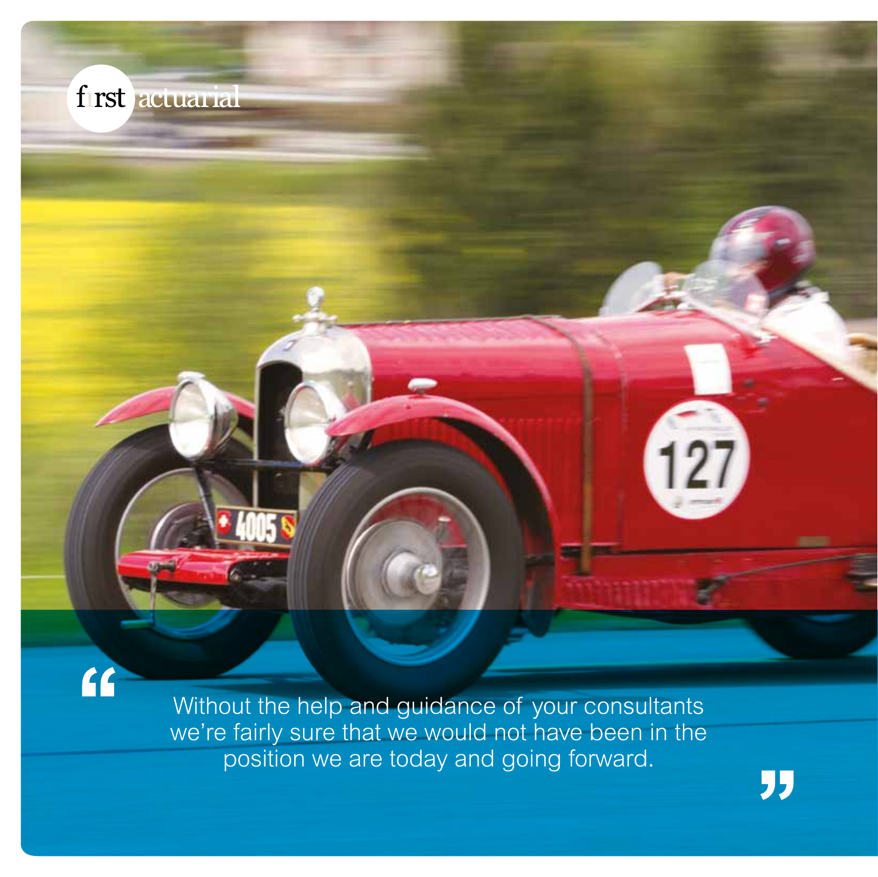first actuarial

> Without the help and guidance of your consultants we're fairly sure that we would not have been in the position we are today and going forward.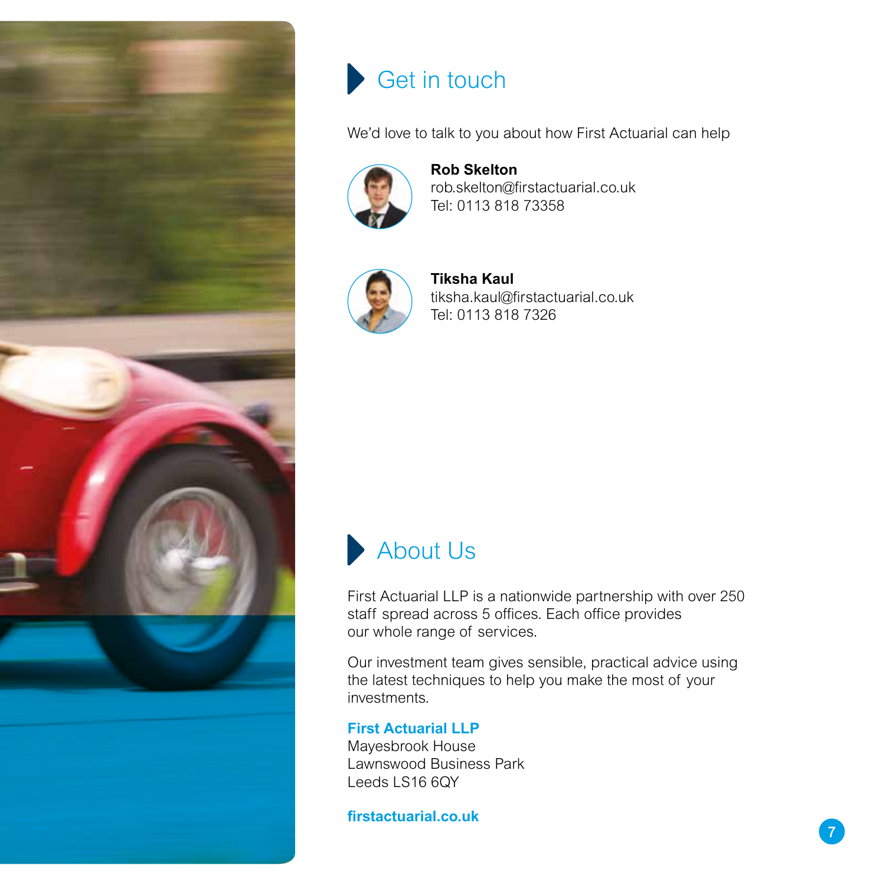## Get in touch

We'd love to talk to you about how First Actuarial can help

**Rob Skelton**
rob.skelton@firstactuarial.co.uk
Tel: 0113 818 73358

**Tiksha Kaul**
tiksha.kaul@firstactuarial.co.uk
Tel: 0113 818 7326

## About Us

First Actuarial LLP is a nationwide partnership with over 250 staff spread across 5 offices. Each office provides our whole range of services.

Our investment team gives sensible, practical advice using the latest techniques to help you make the most of your investments.

**First Actuarial LLP**
Mayesbrook House
Lawnswood Business Park
Leeds LS16 6QY

**firstactuarial.co.uk**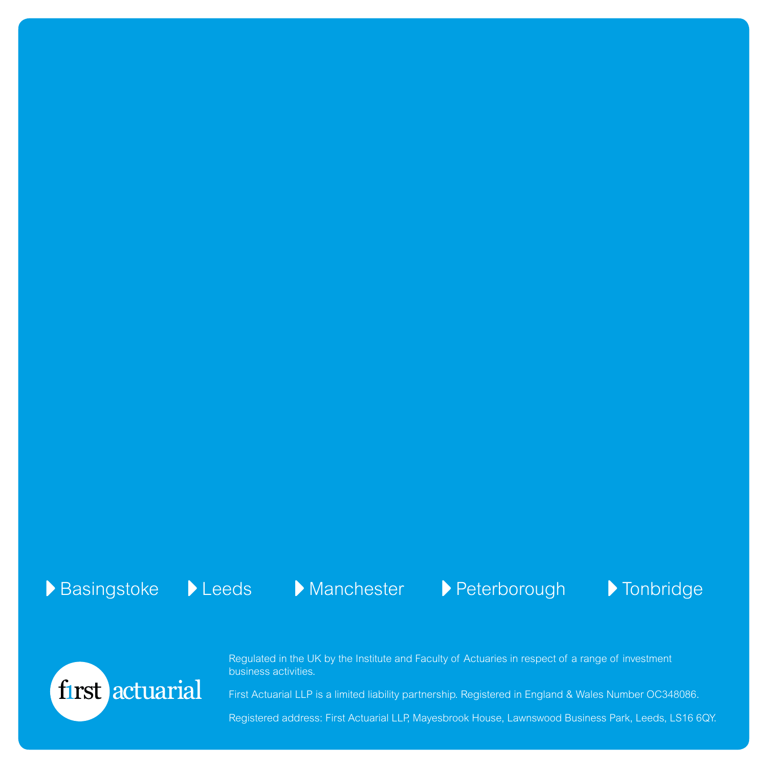Basingstoke Leeds Manchester Peterborough Tonbridge

first actuarial

Regulated in the UK by the Institute and Faculty of Actuaries in respect of a range of investment business activities.

First Actuarial LLP is a limited liability partnership. Registered in England & Wales Number OC348086.

Registered address: First Actuarial LLP, Mayesbrook House, Lawnswood Business Park, Leeds, LS16 6QY.